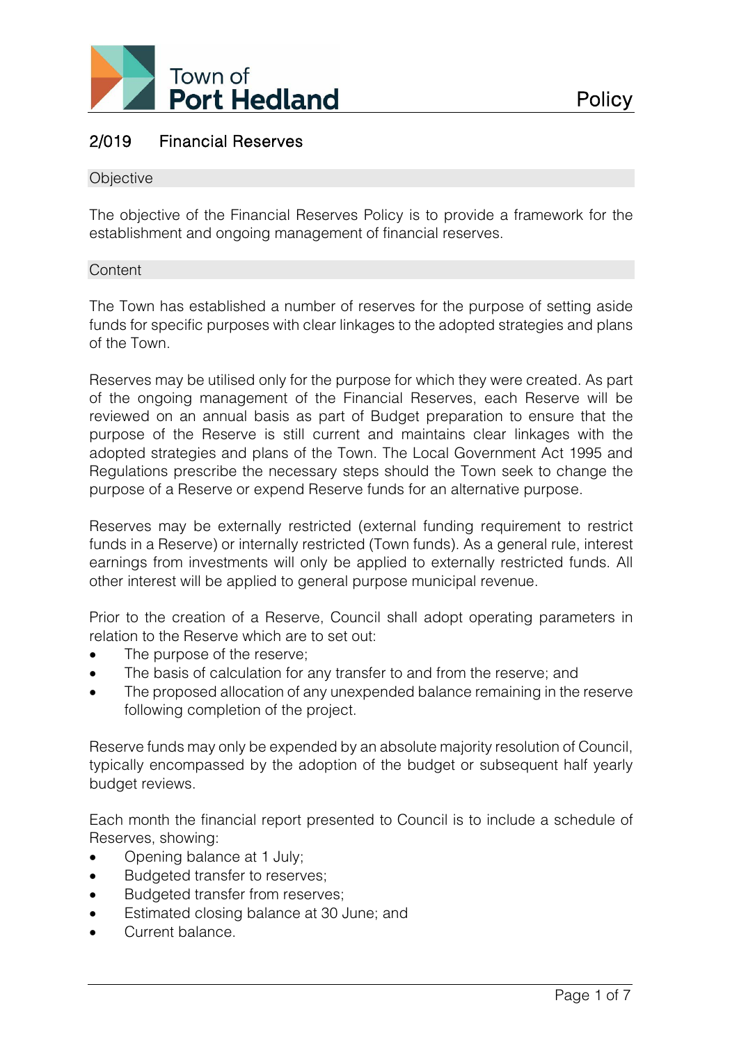# 2/019 Financial Reserves

## Objective

The objective of the Financial Reserves Policy is to provide a framework for the establishment and ongoing management of financial reserves.

## Content

The Town has established a number of reserves for the purpose of setting aside funds for specific purposes with clear linkages to the adopted strategies and plans of the Town.

Reserves may be utilised only for the purpose for which they were created. As part of the ongoing management of the Financial Reserves, each Reserve will be reviewed on an annual basis as part of Budget preparation to ensure that the purpose of the Reserve is still current and maintains clear linkages with the adopted strategies and plans of the Town. The Local Government Act 1995 and Regulations prescribe the necessary steps should the Town seek to change the purpose of a Reserve or expend Reserve funds for an alternative purpose.

Reserves may be externally restricted (external funding requirement to restrict funds in a Reserve) or internally restricted (Town funds). As a general rule, interest earnings from investments will only be applied to externally restricted funds. All other interest will be applied to general purpose municipal revenue.

Prior to the creation of a Reserve, Council shall adopt operating parameters in relation to the Reserve which are to set out:

- The purpose of the reserve;
- The basis of calculation for any transfer to and from the reserve; and
- The proposed allocation of any unexpended balance remaining in the reserve following completion of the project.

Reserve funds may only be expended by an absolute majority resolution of Council, typically encompassed by the adoption of the budget or subsequent half yearly budget reviews.

Each month the financial report presented to Council is to include a schedule of Reserves, showing:

- Opening balance at 1 July;
- Budgeted transfer to reserves;
- Budgeted transfer from reserves;
- Estimated closing balance at 30 June; and
- Current balance.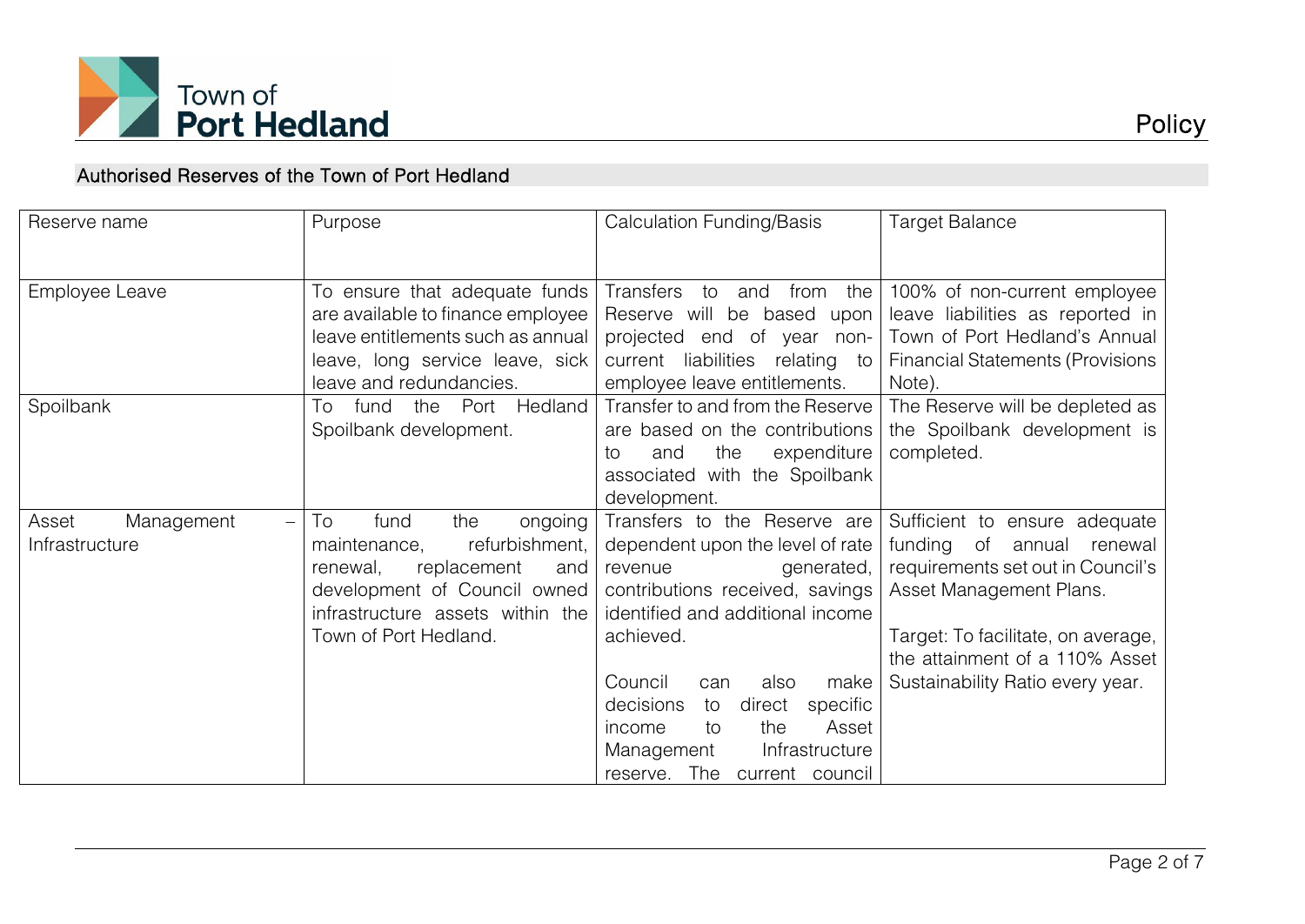## Authorised Reserves of the Town of Port Hedland

| Reserve name | Purpose | Calculation Funding/Basis | Target Balance |
|---|---|---|---|
| Employee Leave | To ensure that adequate funds are available to finance employee leave entitlements such as annual leave, long service leave, sick leave and redundancies. | Transfers to and from the Reserve will be based upon projected end of year non-current liabilities relating to employee leave entitlements. | 100% of non-current employee leave liabilities as reported in Town of Port Hedland's Annual Financial Statements (Provisions Note). |
| Spoilbank | To fund the Port Hedland Spoilbank development. | Transfer to and from the Reserve are based on the contributions to and the expenditure associated with the Spoilbank development. | The Reserve will be depleted as the Spoilbank development is completed. |
| Asset Management – Infrastructure | To fund the ongoing maintenance, refurbishment, renewal, replacement and development of Council owned infrastructure assets within the Town of Port Hedland. | Transfers to the Reserve are dependent upon the level of rate revenue generated, contributions received, savings identified and additional income achieved.<br><br>Council can also make decisions to direct specific income to the Asset Management Infrastructure reserve. The current council | Sufficient to ensure adequate funding of annual renewal requirements set out in Council's Asset Management Plans.<br><br>Target: To facilitate, on average, the attainment of a 110% Asset Sustainability Ratio every year. |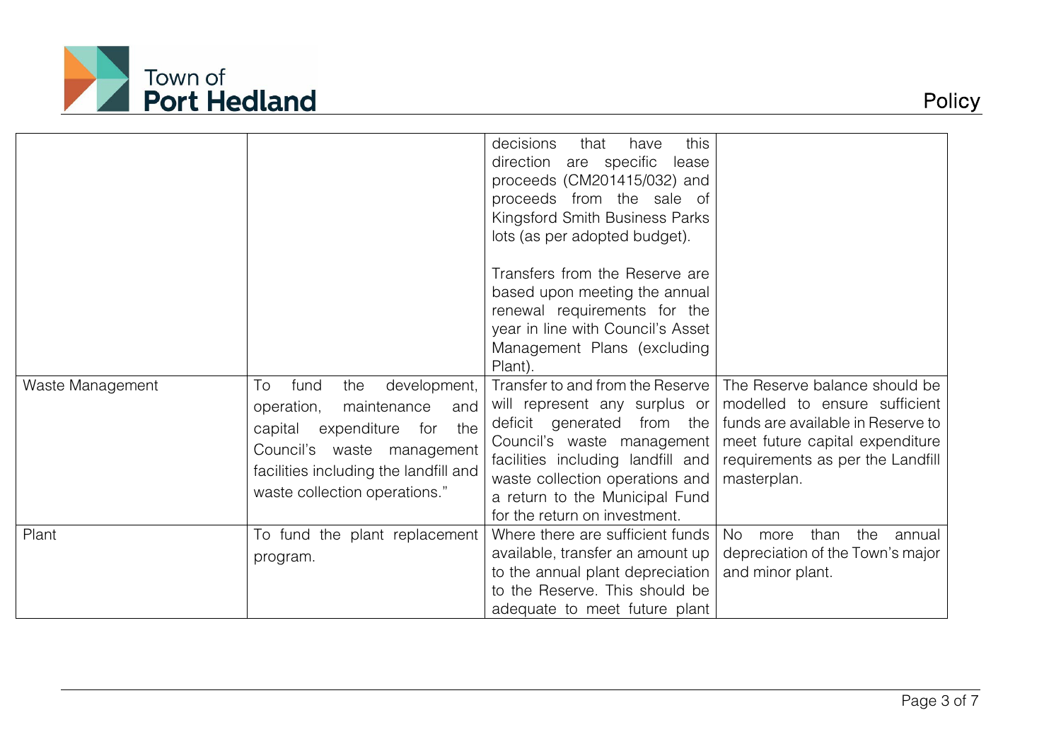| | | | |
|---|---|---|---|
| | | decisions that have this direction are specific lease proceeds (CM201415/032) and proceeds from the sale of Kingsford Smith Business Parks lots (as per adopted budget).<br><br>Transfers from the Reserve are based upon meeting the annual renewal requirements for the year in line with Council's Asset Management Plans (excluding Plant). | |
| Waste Management | To fund the development, operation, maintenance and capital expenditure for the Council's waste management facilities including the landfill and waste collection operations." | Transfer to and from the Reserve will represent any surplus or deficit generated from the Council's waste management facilities including landfill and waste collection operations and a return to the Municipal Fund for the return on investment. | The Reserve balance should be modelled to ensure sufficient funds are available in Reserve to meet future capital expenditure requirements as per the Landfill masterplan. |
| Plant | To fund the plant replacement program. | Where there are sufficient funds available, transfer an amount up to the annual plant depreciation to the Reserve. This should be adequate to meet future plant | No more than the annual depreciation of the Town's major and minor plant. |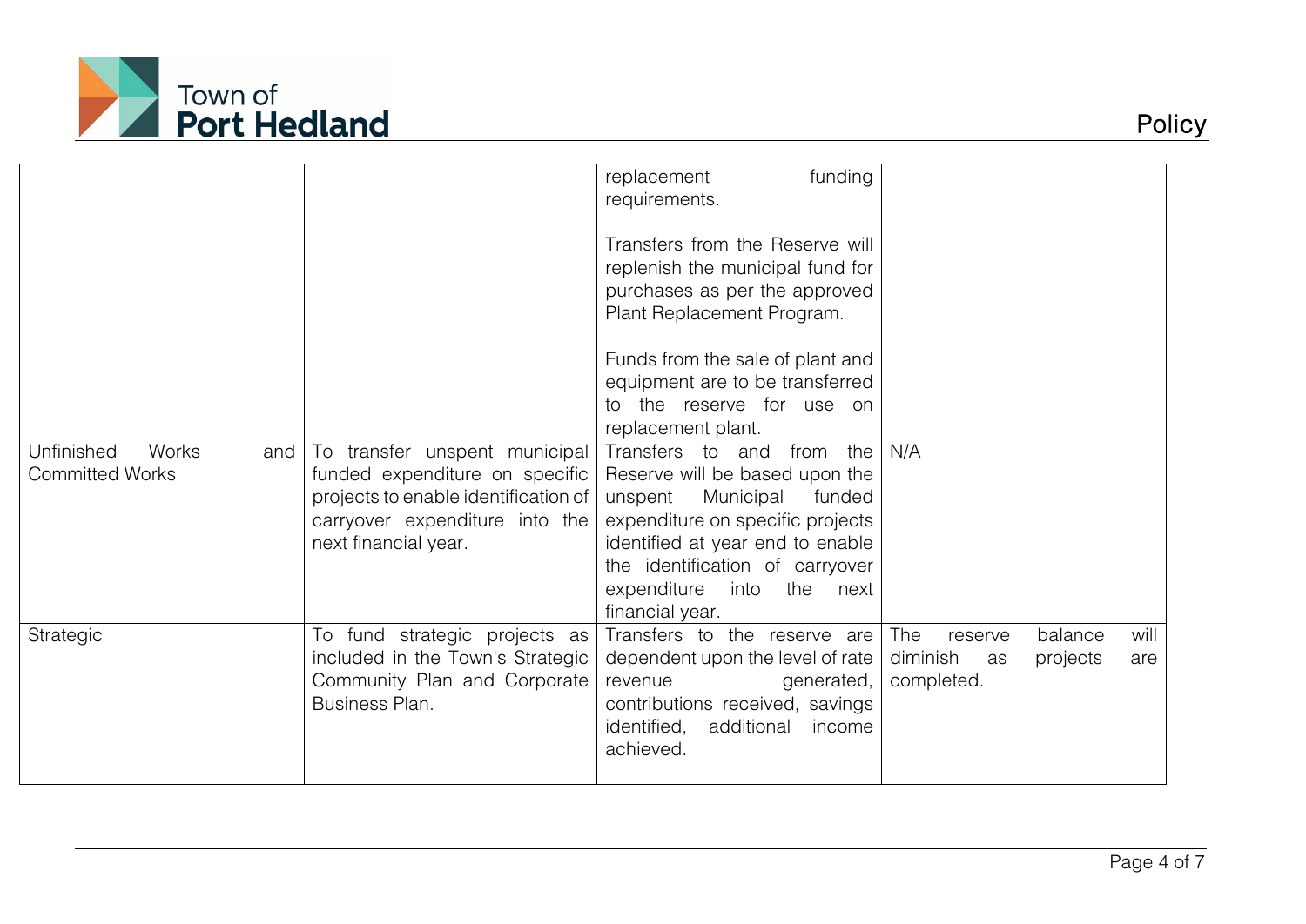| | | | |
|---|---|---|---|
| | | replacement funding requirements.<br><br>Transfers from the Reserve will replenish the municipal fund for purchases as per the approved Plant Replacement Program.<br><br>Funds from the sale of plant and equipment are to be transferred to the reserve for use on replacement plant. | |
| Unfinished Works and Committed Works | To transfer unspent municipal funded expenditure on specific projects to enable identification of carryover expenditure into the next financial year. | Transfers to and from the Reserve will be based upon the unspent Municipal funded expenditure on specific projects identified at year end to enable the identification of carryover expenditure into the next financial year. | N/A |
| Strategic | To fund strategic projects as included in the Town's Strategic Community Plan and Corporate Business Plan. | Transfers to the reserve are dependent upon the level of rate revenue generated, contributions received, savings identified, additional income achieved. | The reserve balance will diminish as projects are completed. |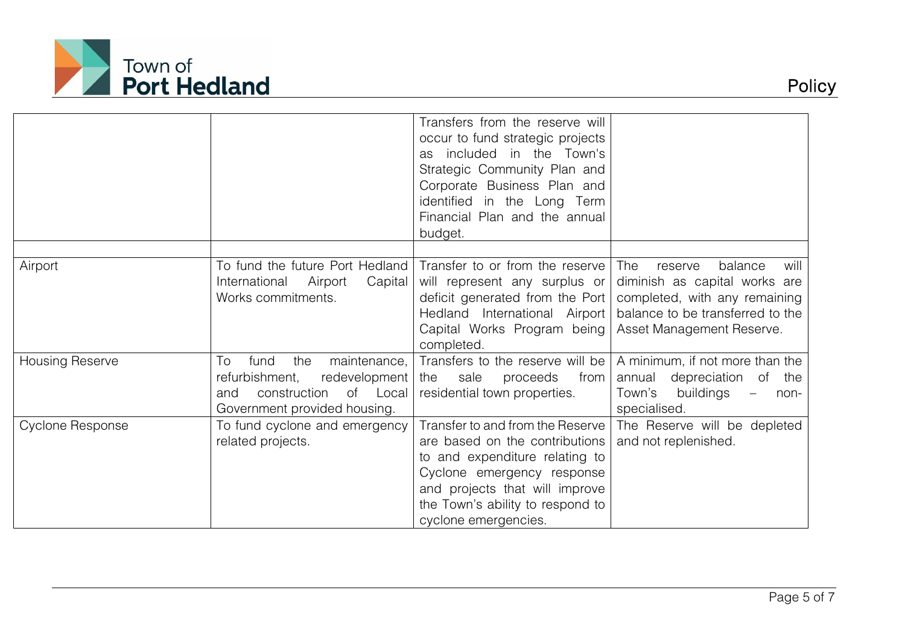| | | | |
|---|---|---|---|
| | | Transfers from the reserve will occur to fund strategic projects as included in the Town's Strategic Community Plan and Corporate Business Plan and identified in the Long Term Financial Plan and the annual budget. | |
| | | | |
| Airport | To fund the future Port Hedland International Airport Capital Works commitments. | Transfer to or from the reserve will represent any surplus or deficit generated from the Port Hedland International Airport Capital Works Program being completed. | The reserve balance will diminish as capital works are completed, with any remaining balance to be transferred to the Asset Management Reserve. |
| Housing Reserve | To fund the maintenance, refurbishment, redevelopment and construction of Local Government provided housing. | Transfers to the reserve will be the sale proceeds from residential town properties. | A minimum, if not more than the annual depreciation of the Town's buildings – non-specialised. |
| Cyclone Response | To fund cyclone and emergency related projects. | Transfer to and from the Reserve are based on the contributions to and expenditure relating to Cyclone emergency response and projects that will improve the Town's ability to respond to cyclone emergencies. | The Reserve will be depleted and not replenished. |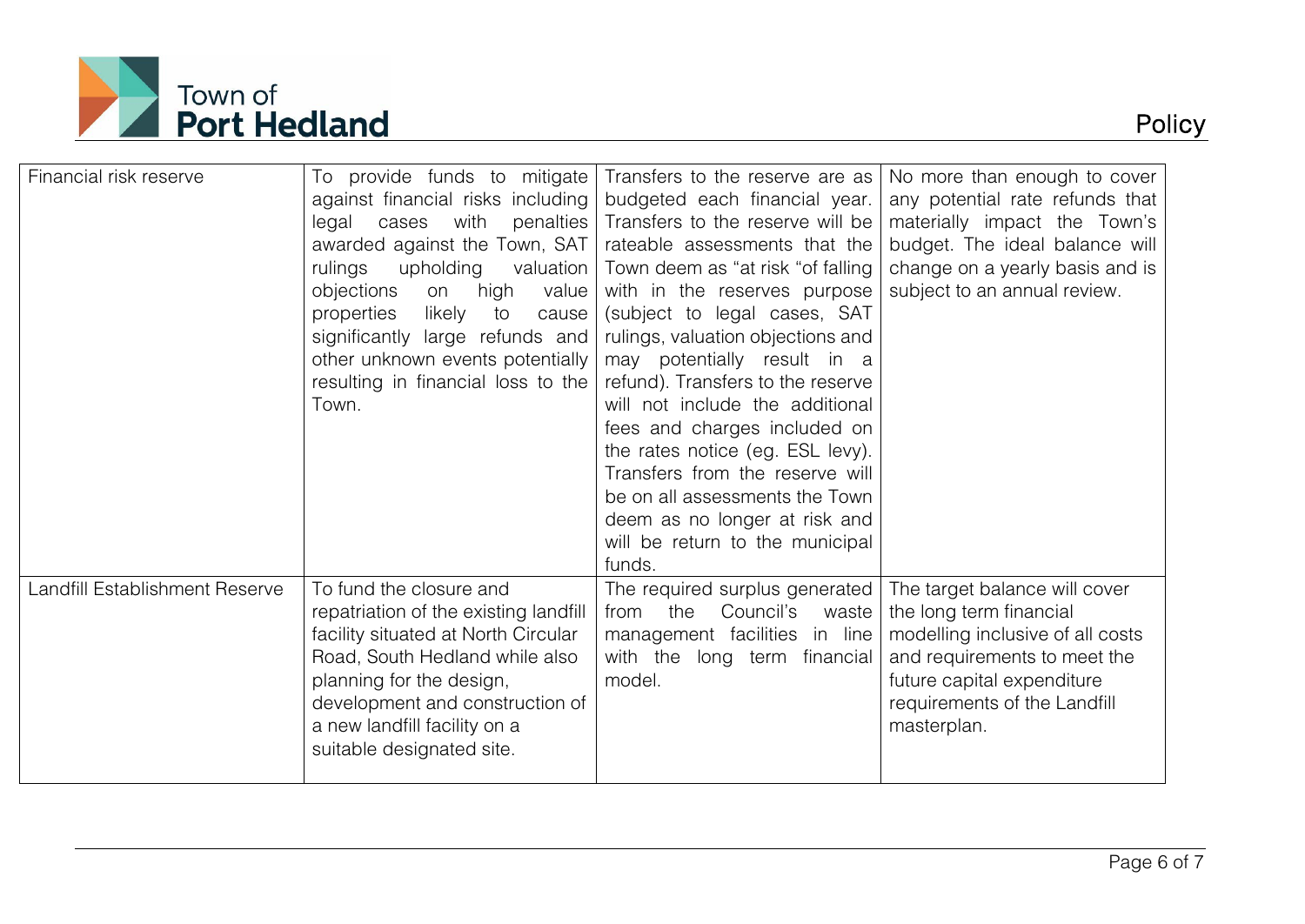| | | | |
|---|---|---|---|
| Financial risk reserve | To provide funds to mitigate against financial risks including legal cases with penalties awarded against the Town, SAT rulings upholding valuation objections on high value properties likely to cause significantly large refunds and other unknown events potentially resulting in financial loss to the Town. | Transfers to the reserve are as budgeted each financial year. Transfers to the reserve will be rateable assessments that the Town deem as "at risk "of falling with in the reserves purpose (subject to legal cases, SAT rulings, valuation objections and may potentially result in a refund). Transfers to the reserve will not include the additional fees and charges included on the rates notice (eg. ESL levy). Transfers from the reserve will be on all assessments the Town deem as no longer at risk and will be return to the municipal funds. | No more than enough to cover any potential rate refunds that materially impact the Town's budget. The ideal balance will change on a yearly basis and is subject to an annual review. |
| Landfill Establishment Reserve | To fund the closure and repatriation of the existing landfill facility situated at North Circular Road, South Hedland while also planning for the design, development and construction of a new landfill facility on a suitable designated site. | The required surplus generated from the Council's waste management facilities in line with the long term financial model. | The target balance will cover the long term financial modelling inclusive of all costs and requirements to meet the future capital expenditure requirements of the Landfill masterplan. |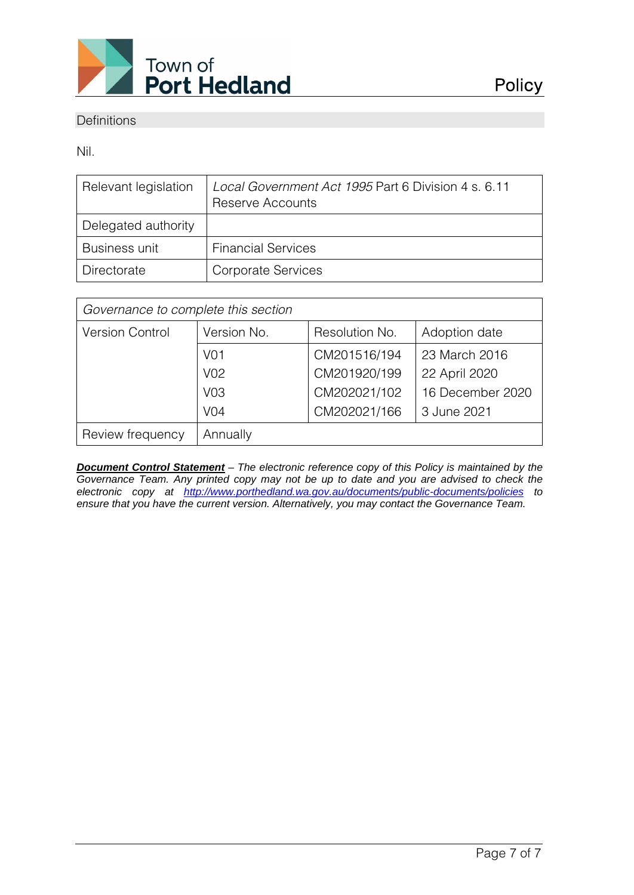## Definitions

Nil.

| | |
|---|---|
| Relevant legislation | *Local Government Act 1995* Part 6 Division 4 s. 6.11 Reserve Accounts |
| Delegated authority | |
| Business unit | Financial Services |
| Directorate | Corporate Services |

| *Governance to complete this section* | | | |
|---|---|---|---|
| Version Control | Version No. | Resolution No. | Adoption date |
| | V01 | CM201516/194 | 23 March 2016 |
| | V02 | CM201920/199 | 22 April 2020 |
| | V03 | CM202021/102 | 16 December 2020 |
| | V04 | CM202021/166 | 3 June 2021 |
| Review frequency | Annually | | |

***Document Control Statement*** *– The electronic reference copy of this Policy is maintained by the Governance Team. Any printed copy may not be up to date and you are advised to check the electronic copy at http://www.porthedland.wa.gov.au/documents/public-documents/policies to ensure that you have the current version. Alternatively, you may contact the Governance Team.*